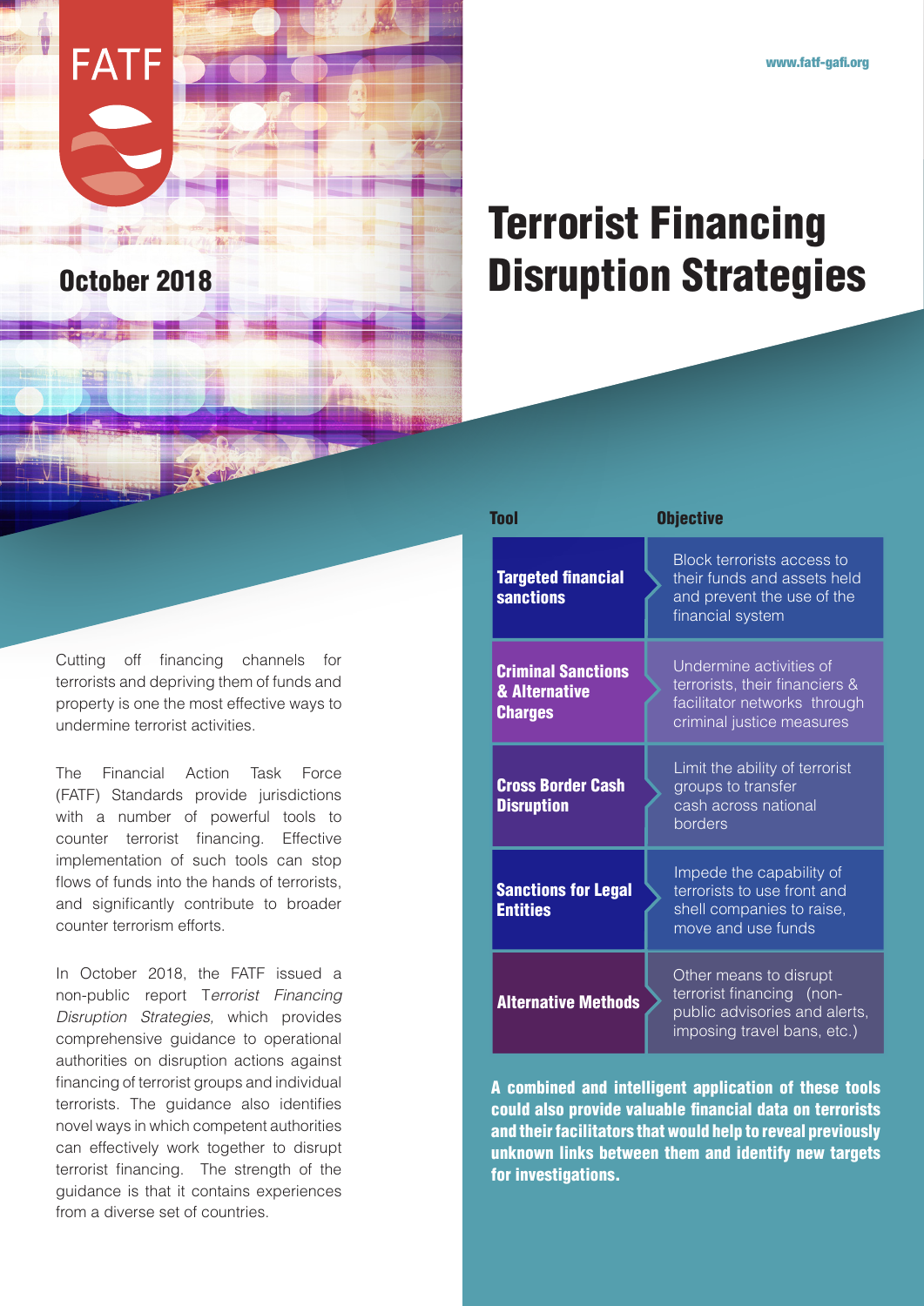FATF

www.fatf-gafi.org

October 2018

# Terrorist Financing Disruption Strategies

Cutting off financing channels for terrorists and depriving them of funds and property is one the most effective ways to undermine terrorist activities.

The Financial Action Task Force (FATF) Standards provide jurisdictions with a number of powerful tools to counter terrorist financing. Effective implementation of such tools can stop flows of funds into the hands of terrorists, and significantly contribute to broader counter terrorism efforts.

In October 2018, the FATF issued a non-public report T*errorist Financing Disruption Strategies,* which provides comprehensive guidance to operational authorities on disruption actions against financing of terrorist groups and individual terrorists. The guidance also identifies novel ways in which competent authorities can effectively work together to disrupt terrorist financing. The strength of the guidance is that it contains experiences from a diverse set of countries.

| Tool | Objective |
|---|---|
| **Targeted financial sanctions** | Block terrorists access to their funds and assets held and prevent the use of the financial system |
| **Criminal Sanctions & Alternative Charges** | Undermine activities of terrorists, their financiers & facilitator networks through criminal justice measures |
| **Cross Border Cash Disruption** | Limit the ability of terrorist groups to transfer cash across national borders |
| **Sanctions for Legal Entities** | Impede the capability of terrorists to use front and shell companies to raise, move and use funds |
| **Alternative Methods** | Other means to disrupt terrorist financing (non-public advisories and alerts, imposing travel bans, etc.) |

**A combined and intelligent application of these tools could also provide valuable financial data on terrorists and their facilitators that would help to reveal previously unknown links between them and identify new targets for investigations.**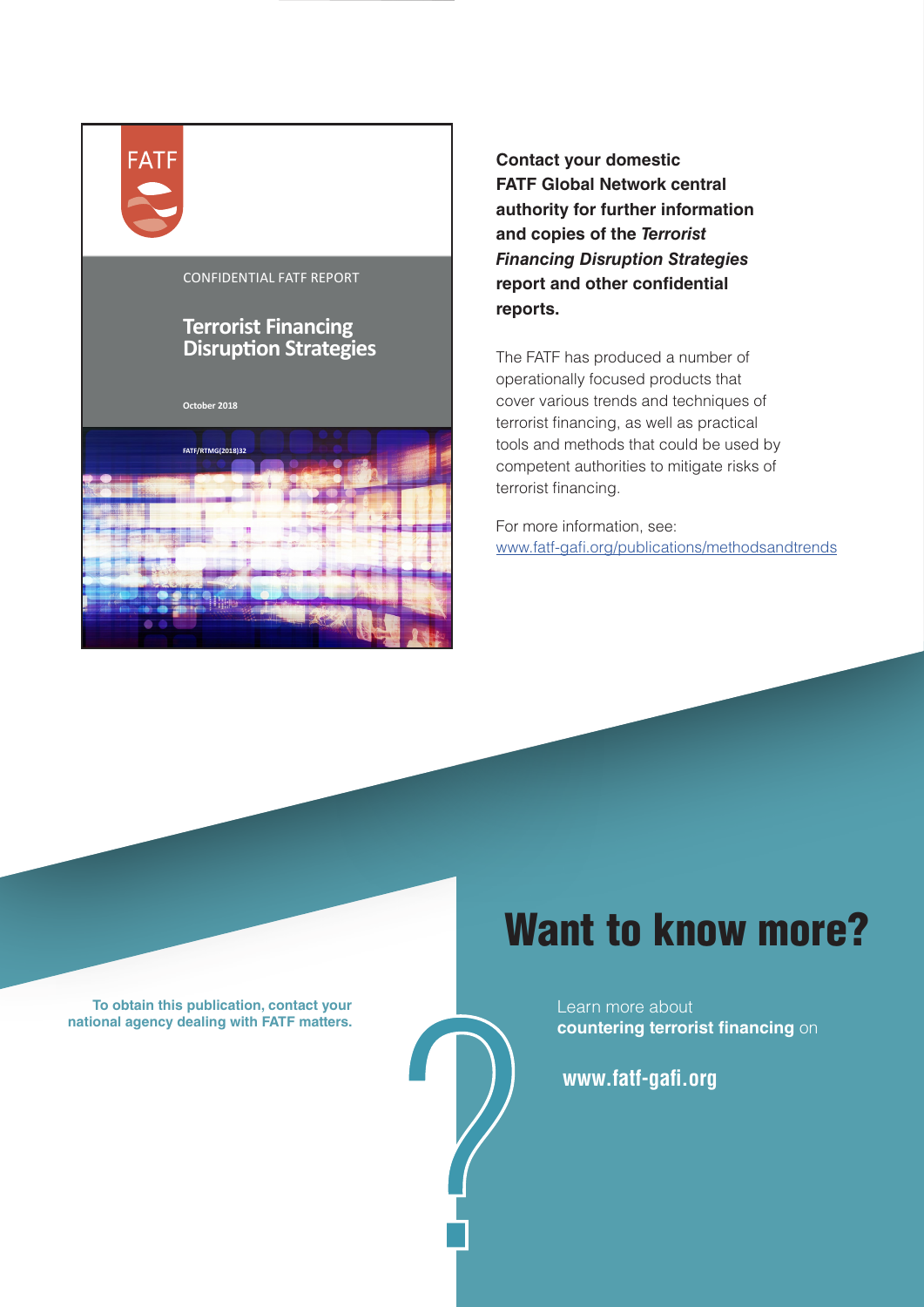CONFIDENTIAL FATF REPORT

Terrorist Financing Disruption Strategies

October 2018

FATF/RTMG(2018)32

**Contact your domestic FATF Global Network central authority for further information and copies of the *Terrorist Financing Disruption Strategies* report and other confidential reports.**

The FATF has produced a number of operationally focused products that cover various trends and techniques of terrorist financing, as well as practical tools and methods that could be used by competent authorities to mitigate risks of terrorist financing.

For more information, see:
www.fatf-gafi.org/publications/methodsandtrends

**To obtain this publication, contact your national agency dealing with FATF matters.**

# Want to know more?

Learn more about **countering terrorist financing** on

**www.fatf-gafi.org**